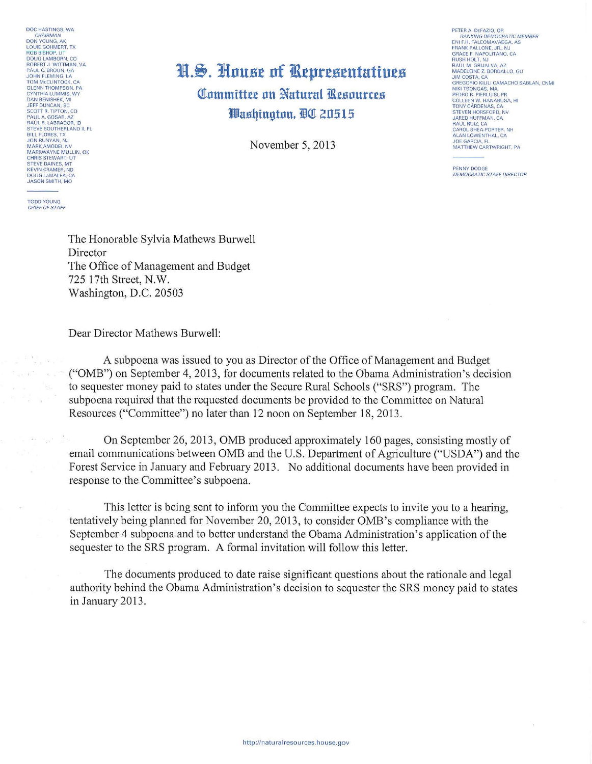DOC HASTINGS, WA
*CHAIRMAN*
DON YOUNG, AK
LOUIE GOHMERT, TX
ROB BISHOP, UT
DOUG LAMBORN, CO
ROBERT J. WITTMAN, VA
PAUL C. BROUN, GA
JOHN FLEMING, LA
TOM McCLINTOCK, CA
GLENN THOMPSON, PA
CYNTHIA LUMMIS, WY
DAN BENISHEK, MI
JEFF DUNCAN, SC
SCOTT R. TIPTON, CO
PAUL A. GOSAR, AZ
RAUL R. LABRADOR, ID
STEVE SOUTHERLAND II, FL
BILL FLORES, TX
JON RUNYAN, NJ
MARK AMODEI, NV
MARKWAYNE MULLIN, OK
CHRIS STEWART, UT
STEVE DAINES, MT
KEVIN CRAMER, ND
DOUG LAMALFA, CA
JASON SMITH, MO

TODD YOUNG
*CHIEF OF STAFF*

# U.S. House of Representatives

## Committee on Natural Resources

### Washington, DC 20515

PETER A. DeFAZIO, OR
*RANKING DEMOCRATIC MEMBER*
ENI F.H. FALEOMAVAEGA, AS
FRANK PALLONE, JR., NJ
GRACE F. NAPOLITANO, CA
RUSH HOLT, NJ
RAÚL M. GRIJALVA, AZ
MADELEINE Z. BORDALLO, GU
JIM COSTA, CA
GREGORIO KILILI CAMACHO SABLAN, CNMI
NIKI TSONGAS, MA
PEDRO R. PIERLUISI, PR
COLLEEN W. HANABUSA, HI
TONY CÁRDENAS, CA
STEVEN HORSFORD, NV
JARED HUFFMAN, CA
RAUL RUIZ, CA
CAROL SHEA-PORTER, NH
ALAN LOWENTHAL, CA
JOE GARCIA, FL
MATTHEW CARTWRIGHT, PA

PENNY DODGE
*DEMOCRATIC STAFF DIRECTOR*

November 5, 2013

The Honorable Sylvia Mathews Burwell
Director
The Office of Management and Budget
725 17th Street, N.W.
Washington, D.C. 20503

Dear Director Mathews Burwell:

A subpoena was issued to you as Director of the Office of Management and Budget ("OMB") on September 4, 2013, for documents related to the Obama Administration's decision to sequester money paid to states under the Secure Rural Schools ("SRS") program. The subpoena required that the requested documents be provided to the Committee on Natural Resources ("Committee") no later than 12 noon on September 18, 2013.

On September 26, 2013, OMB produced approximately 160 pages, consisting mostly of email communications between OMB and the U.S. Department of Agriculture ("USDA") and the Forest Service in January and February 2013. No additional documents have been provided in response to the Committee's subpoena.

This letter is being sent to inform you the Committee expects to invite you to a hearing, tentatively being planned for November 20, 2013, to consider OMB's compliance with the September 4 subpoena and to better understand the Obama Administration's application of the sequester to the SRS program. A formal invitation will follow this letter.

The documents produced to date raise significant questions about the rationale and legal authority behind the Obama Administration's decision to sequester the SRS money paid to states in January 2013.

http://naturalresources.house.gov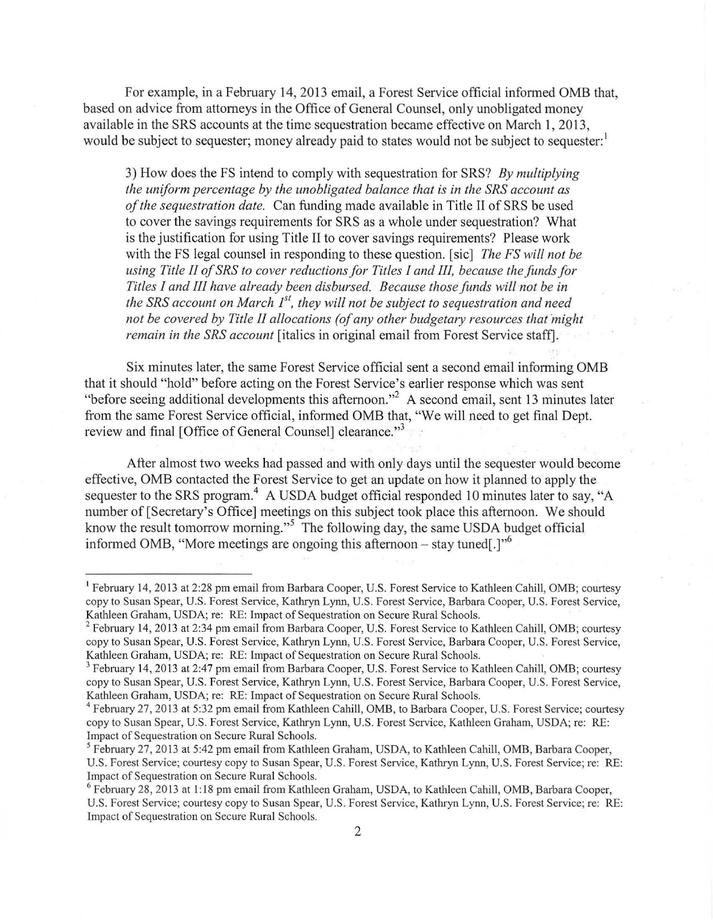For example, in a February 14, 2013 email, a Forest Service official informed OMB that, based on advice from attorneys in the Office of General Counsel, only unobligated money available in the SRS accounts at the time sequestration became effective on March 1, 2013, would be subject to sequester; money already paid to states would not be subject to sequester:[1]

> 3) How does the FS intend to comply with sequestration for SRS? *By multiplying the uniform percentage by the unobligated balance that is in the SRS account as of the sequestration date.* Can funding made available in Title II of SRS be used to cover the savings requirements for SRS as a whole under sequestration? What is the justification for using Title II to cover savings requirements? Please work with the FS legal counsel in responding to these question. [sic] *The FS will not be using Title II of SRS to cover reductions for Titles I and III, because the funds for Titles I and III have already been disbursed. Because those funds will not be in the SRS account on March 1st, they will not be subject to sequestration and need not be covered by Title II allocations (of any other budgetary resources that might remain in the SRS account* [italics in original email from Forest Service staff].

Six minutes later, the same Forest Service official sent a second email informing OMB that it should "hold" before acting on the Forest Service's earlier response which was sent "before seeing additional developments this afternoon."[2] A second email, sent 13 minutes later from the same Forest Service official, informed OMB that, "We will need to get final Dept. review and final [Office of General Counsel] clearance."[3]

After almost two weeks had passed and with only days until the sequester would become effective, OMB contacted the Forest Service to get an update on how it planned to apply the sequester to the SRS program.[4] A USDA budget official responded 10 minutes later to say, "A number of [Secretary's Office] meetings on this subject took place this afternoon. We should know the result tomorrow morning."[5] The following day, the same USDA budget official informed OMB, "More meetings are ongoing this afternoon – stay tuned[.]"[6]

---

[1] February 14, 2013 at 2:28 pm email from Barbara Cooper, U.S. Forest Service to Kathleen Cahill, OMB; courtesy copy to Susan Spear, U.S. Forest Service, Kathryn Lynn, U.S. Forest Service, Barbara Cooper, U.S. Forest Service, Kathleen Graham, USDA; re: RE: Impact of Sequestration on Secure Rural Schools.

[2] February 14, 2013 at 2:34 pm email from Barbara Cooper, U.S. Forest Service to Kathleen Cahill, OMB; courtesy copy to Susan Spear, U.S. Forest Service, Kathryn Lynn, U.S. Forest Service, Barbara Cooper, U.S. Forest Service, Kathleen Graham, USDA; re: RE: Impact of Sequestration on Secure Rural Schools.

[3] February 14, 2013 at 2:47 pm email from Barbara Cooper, U.S. Forest Service to Kathleen Cahill, OMB; courtesy copy to Susan Spear, U.S. Forest Service, Kathryn Lynn, U.S. Forest Service, Barbara Cooper, U.S. Forest Service, Kathleen Graham, USDA; re: RE: Impact of Sequestration on Secure Rural Schools.

[4] February 27, 2013 at 5:32 pm email from Kathleen Cahill, OMB, to Barbara Cooper, U.S. Forest Service; courtesy copy to Susan Spear, U.S. Forest Service, Kathryn Lynn, U.S. Forest Service, Kathleen Graham, USDA; re: RE: Impact of Sequestration on Secure Rural Schools.

[5] February 27, 2013 at 5:42 pm email from Kathleen Graham, USDA, to Kathleen Cahill, OMB, Barbara Cooper, U.S. Forest Service; courtesy copy to Susan Spear, U.S. Forest Service, Kathryn Lynn, U.S. Forest Service; re: RE: Impact of Sequestration on Secure Rural Schools.

[6] February 28, 2013 at 1:18 pm email from Kathleen Graham, USDA, to Kathleen Cahill, OMB, Barbara Cooper, U.S. Forest Service; courtesy copy to Susan Spear, U.S. Forest Service, Kathryn Lynn, U.S. Forest Service; re: RE: Impact of Sequestration on Secure Rural Schools.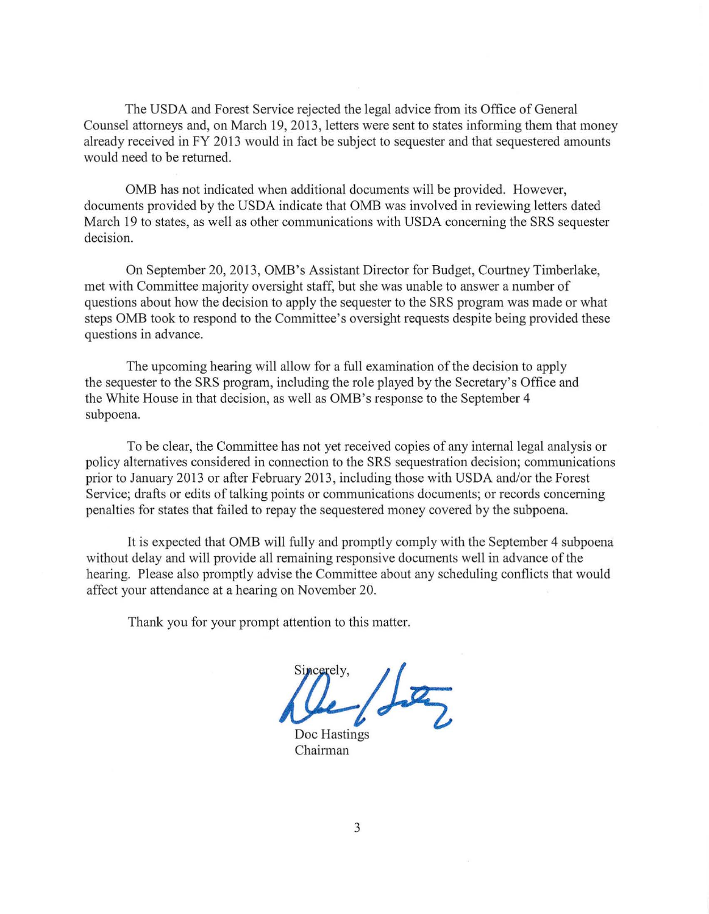The USDA and Forest Service rejected the legal advice from its Office of General Counsel attorneys and, on March 19, 2013, letters were sent to states informing them that money already received in FY 2013 would in fact be subject to sequester and that sequestered amounts would need to be returned.

OMB has not indicated when additional documents will be provided. However, documents provided by the USDA indicate that OMB was involved in reviewing letters dated March 19 to states, as well as other communications with USDA concerning the SRS sequester decision.

On September 20, 2013, OMB's Assistant Director for Budget, Courtney Timberlake, met with Committee majority oversight staff, but she was unable to answer a number of questions about how the decision to apply the sequester to the SRS program was made or what steps OMB took to respond to the Committee's oversight requests despite being provided these questions in advance.

The upcoming hearing will allow for a full examination of the decision to apply the sequester to the SRS program, including the role played by the Secretary's Office and the White House in that decision, as well as OMB's response to the September 4 subpoena.

To be clear, the Committee has not yet received copies of any internal legal analysis or policy alternatives considered in connection to the SRS sequestration decision; communications prior to January 2013 or after February 2013, including those with USDA and/or the Forest Service; drafts or edits of talking points or communications documents; or records concerning penalties for states that failed to repay the sequestered money covered by the subpoena.

It is expected that OMB will fully and promptly comply with the September 4 subpoena without delay and will provide all remaining responsive documents well in advance of the hearing. Please also promptly advise the Committee about any scheduling conflicts that would affect your attendance at a hearing on November 20.

Thank you for your prompt attention to this matter.

Sincerely,

Doc Hastings
Chairman